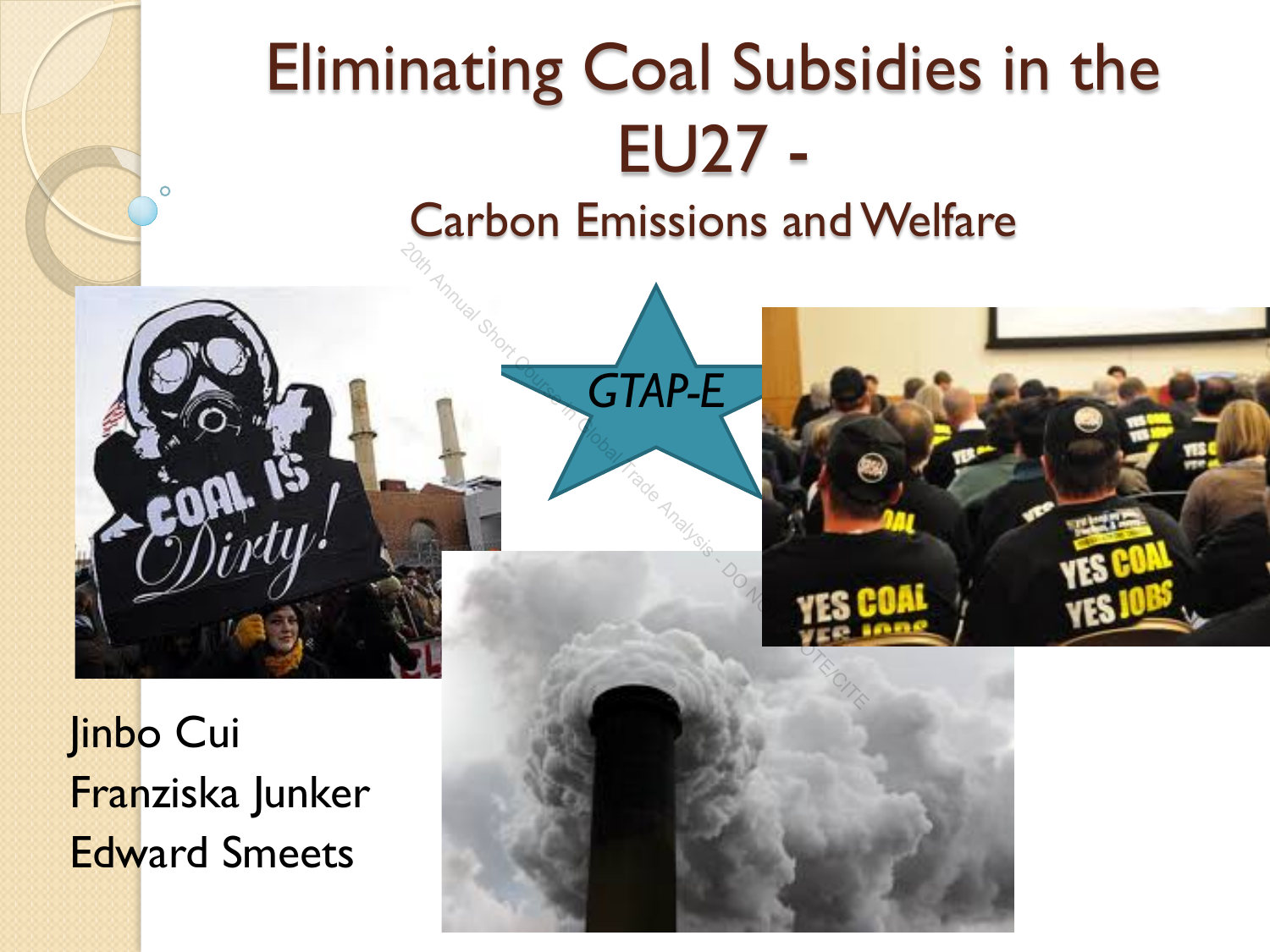# Eliminating Coal Subsidies in the EU27 -

## Carbon Emissions and Welfare

*GTAP-E*

Jinbo Cui
Franziska Junker
Edward Smeets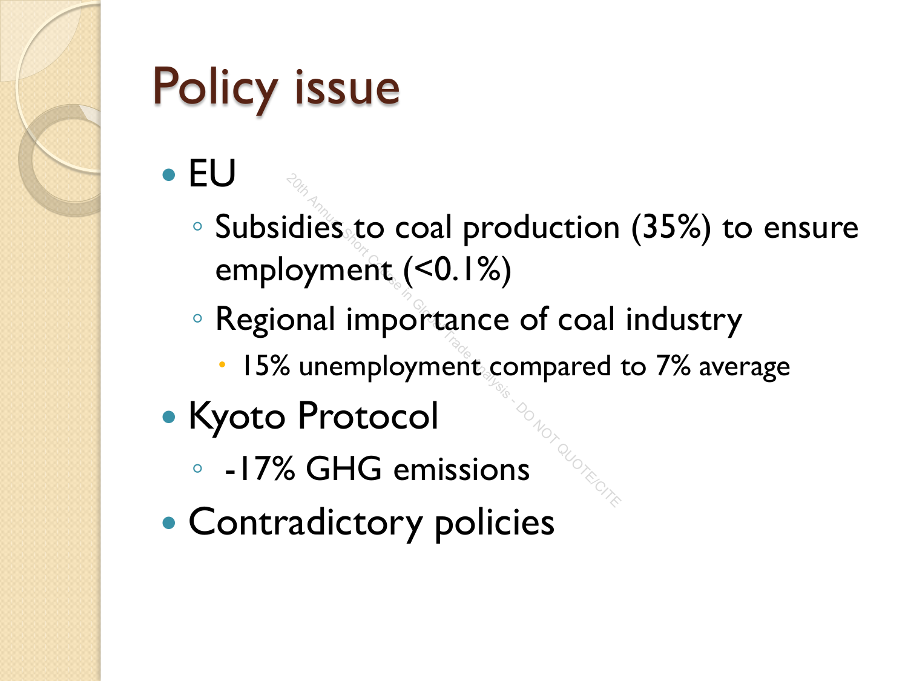# Policy issue

- EU
  - Subsidies to coal production (35%) to ensure employment (<0.1%)
  - Regional importance of coal industry
    - 15% unemployment compared to 7% average
- Kyoto Protocol
  - -17% GHG emissions
- Contradictory policies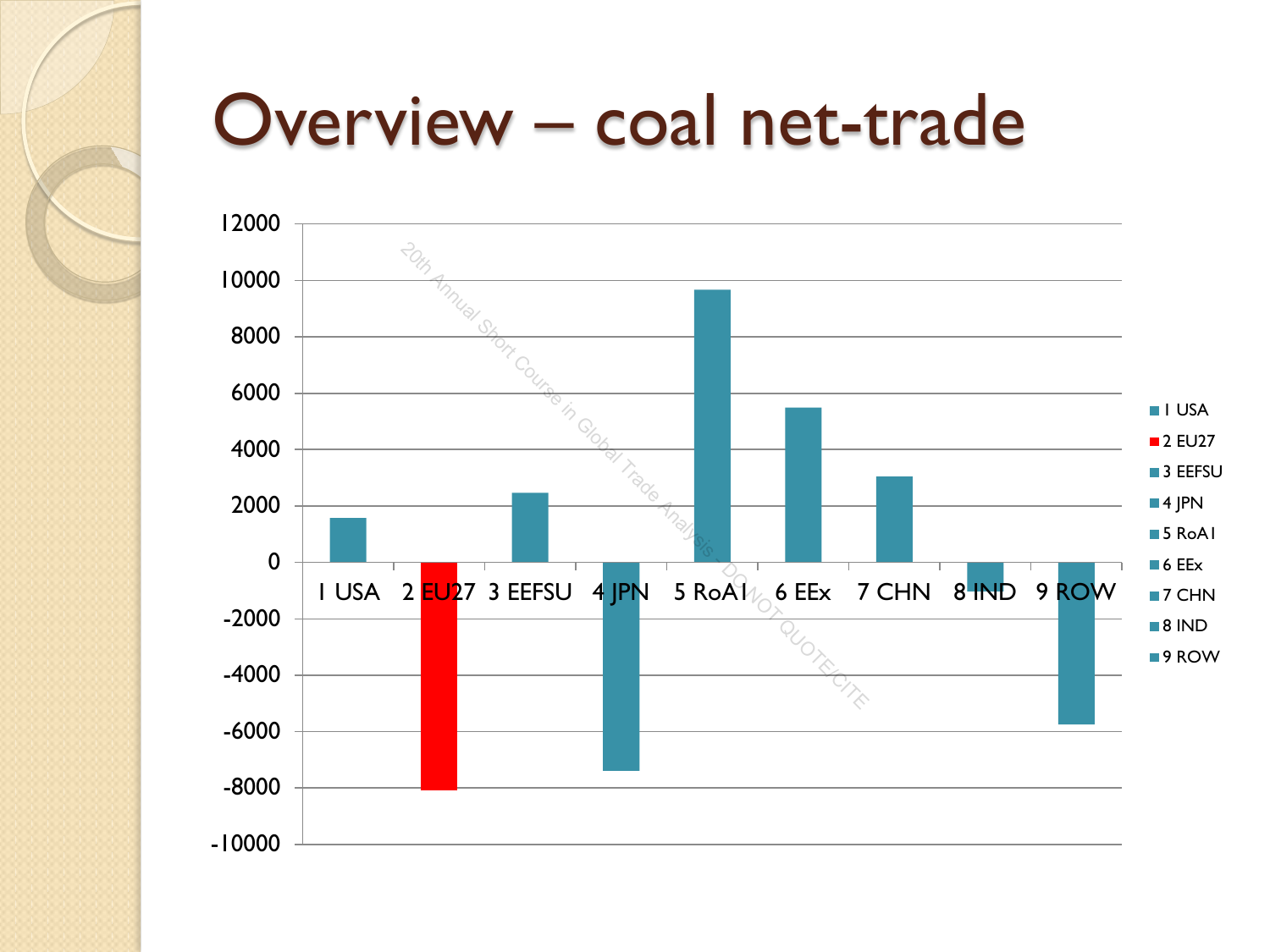# Overview – coal net-trade

| Region | Coal net-trade (approx.) |
|---|---|
| 1 USA | 1600 |
| 2 EU27 | -8100 |
| 3 EEFSU | 2450 |
| 4 JPN | -7400 |
| 5 RoA1 | 9650 |
| 6 EEx | 5500 |
| 7 CHN | 3050 |
| 8 IND | -1000 |
| 9 ROW | -5750 |

20th Annual Short Course in Global Trade Analysis – DO NOT QUOTE/CITE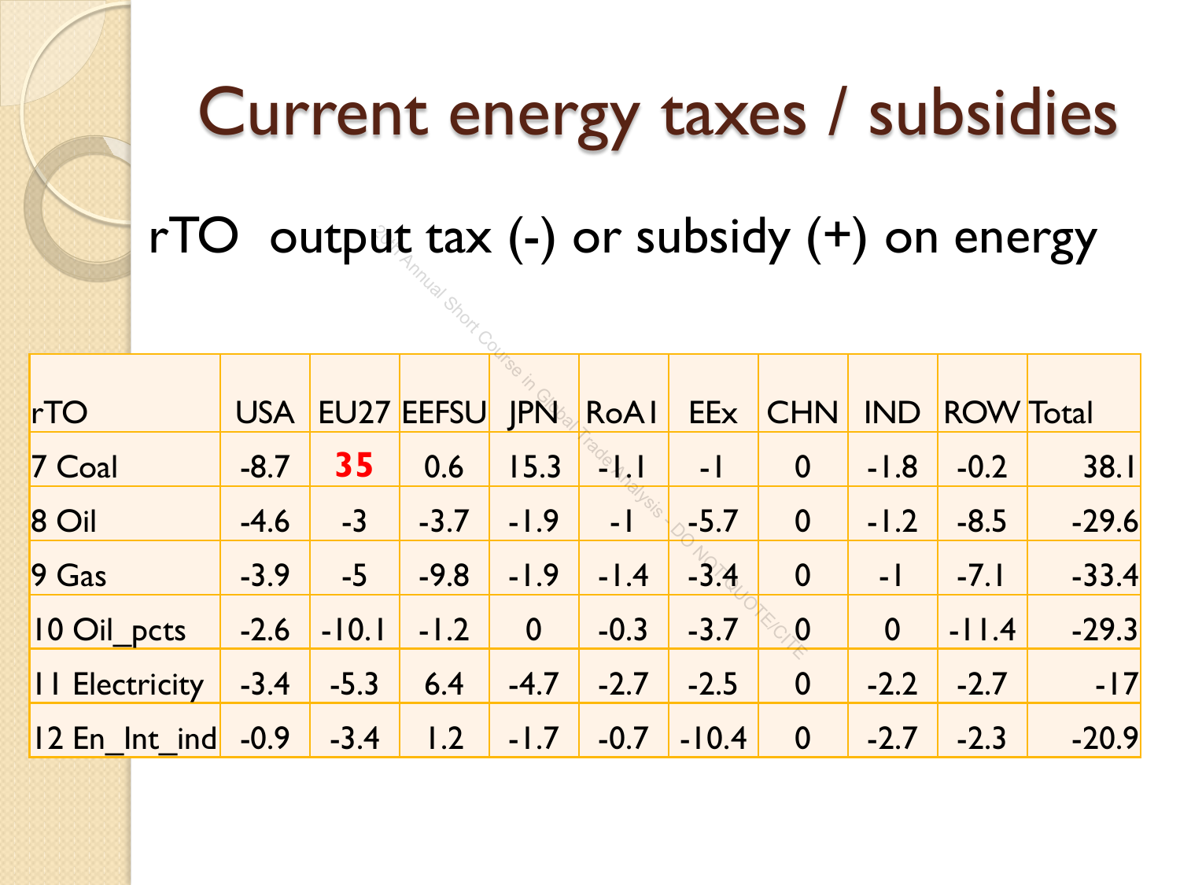# Current energy taxes / subsidies

rTO output tax (-) or subsidy (+) on energy

| rTO | USA | EU27 | EEFSU | JPN | RoA1 | EEx | CHN | IND | ROW | Total |
|---|---|---|---|---|---|---|---|---|---|---|
| 7 Coal | -8.7 | **35** | 0.6 | 15.3 | -1.1 | -1 | 0 | -1.8 | -0.2 | 38.1 |
| 8 Oil | -4.6 | -3 | -3.7 | -1.9 | -1 | -5.7 | 0 | -1.2 | -8.5 | -29.6 |
| 9 Gas | -3.9 | -5 | -9.8 | -1.9 | -1.4 | -3.4 | 0 | -1 | -7.1 | -33.4 |
| 10 Oil_pcts | -2.6 | -10.1 | -1.2 | 0 | -0.3 | -3.7 | 0 | 0 | -11.4 | -29.3 |
| 11 Electricity | -3.4 | -5.3 | 6.4 | -4.7 | -2.7 | -2.5 | 0 | -2.2 | -2.7 | -17 |
| 12 En_Int_ind | -0.9 | -3.4 | 1.2 | -1.7 | -0.7 | -10.4 | 0 | -2.7 | -2.3 | -20.9 |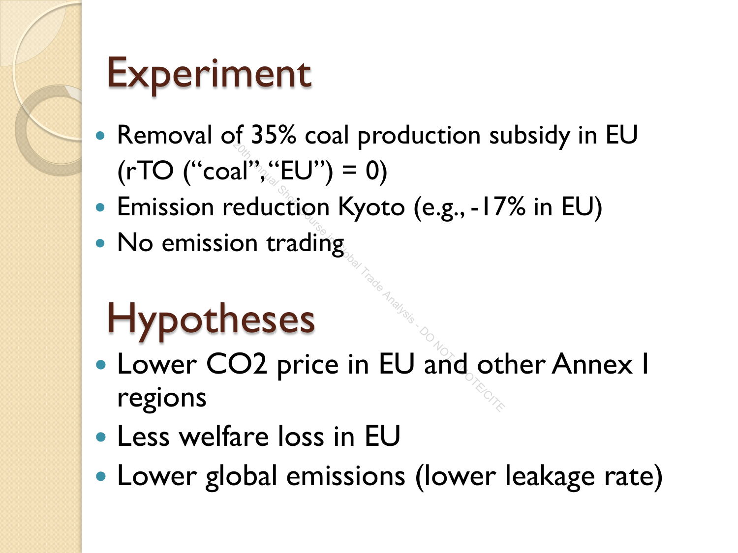# Experiment

- Removal of 35% coal production subsidy in EU (rTO (“coal”,“EU”) = 0)
- Emission reduction Kyoto (e.g., -17% in EU)
- No emission trading

# Hypotheses

- Lower $CO_2$ price in EU and other Annex I regions
- Less welfare loss in EU
- Lower global emissions (lower leakage rate)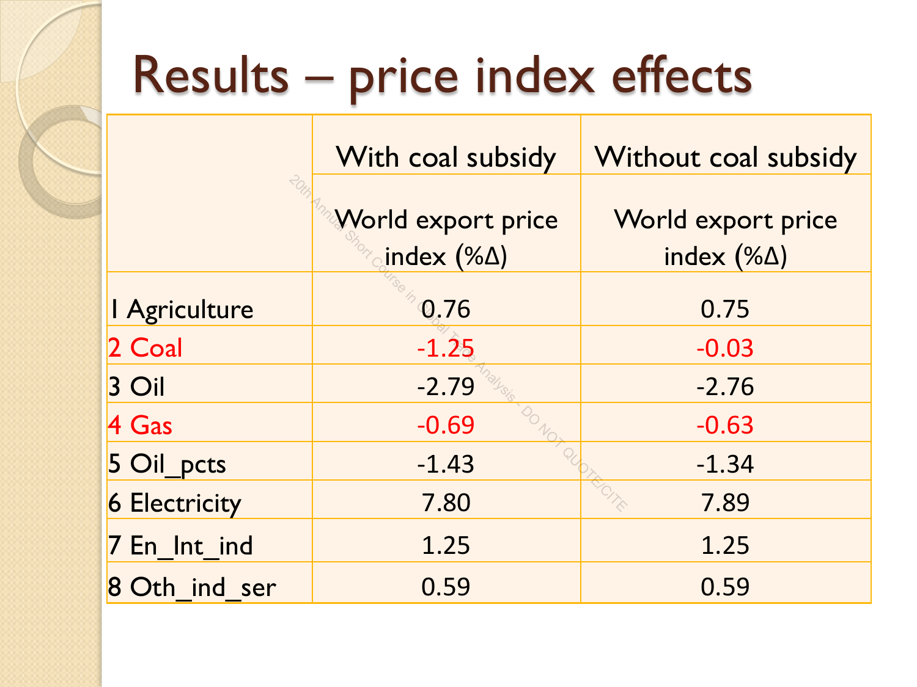# Results – price index effects

| | With coal subsidy | Without coal subsidy |
|---|---|---|
| | World export price index (%Δ) | World export price index (%Δ) |
| 1 Agriculture | 0.76 | 0.75 |
| 2 Coal | -1.25 | -0.03 |
| 3 Oil | -2.79 | -2.76 |
| 4 Gas | -0.69 | -0.63 |
| 5 Oil_pcts | -1.43 | -1.34 |
| 6 Electricity | 7.80 | 7.89 |
| 7 En_Int_ind | 1.25 | 1.25 |
| 8 Oth_ind_ser | 0.59 | 0.59 |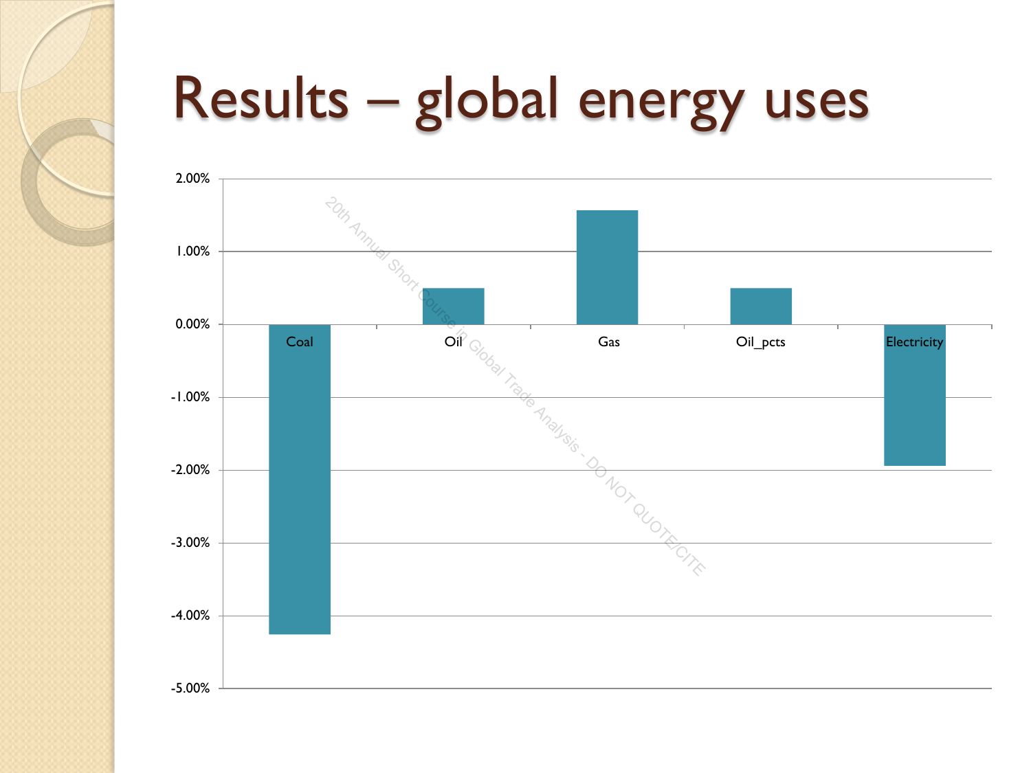# Results – global energy uses

| | Coal | Oil | Gas | Oil_pcts | Electricity |
|---|---|---|---|---|---|
| Change (approx., read from chart) | -4.25% | 0.50% | 1.55% | 0.50% | -1.95% |

2.00%
1.00%
0.00%
-1.00%
-2.00%
-3.00%
-4.00%
-5.00%

20th Annual Short Course in Global Trade Analysis - DO NOT QUOTE/CITE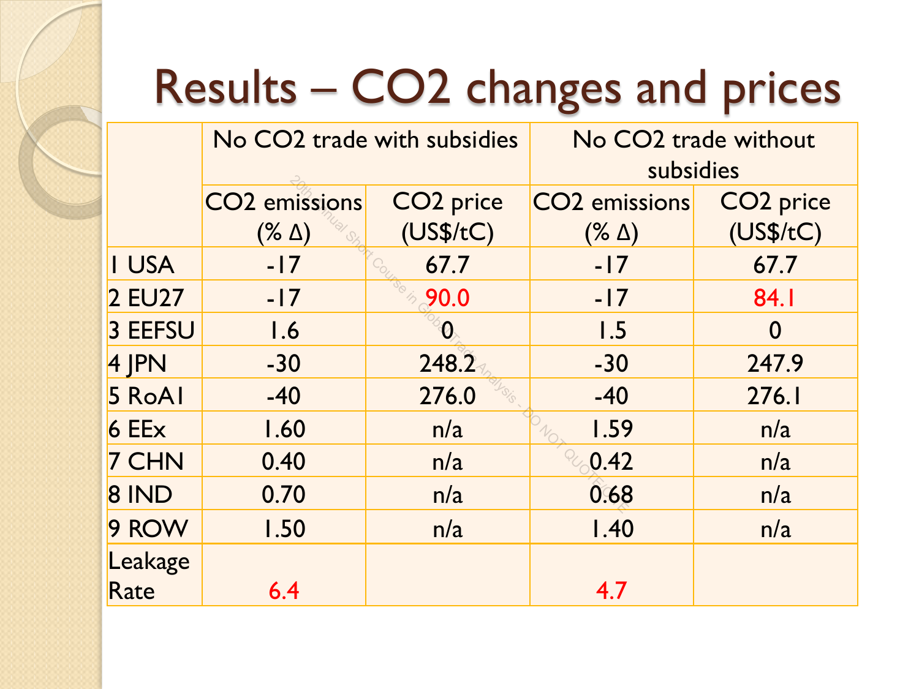# Results – $CO_2$ changes and prices

| | No $CO_2$ trade with subsidies | | No $CO_2$ trade without subsidies | |
|---|---|---|---|---|
| | $CO_2$ emissions (% Δ) | $CO_2$ price (US$/tC) | $CO_2$ emissions (% Δ) | $CO_2$ price (US$/tC) |
| 1 USA | -17 | 67.7 | -17 | 67.7 |
| 2 EU27 | -17 | 90.0 | -17 | 84.1 |
| 3 EEFSU | 1.6 | 0 | 1.5 | 0 |
| 4 JPN | -30 | 248.2 | -30 | 247.9 |
| 5 RoA1 | -40 | 276.0 | -40 | 276.1 |
| 6 EEx | 1.60 | n/a | 1.59 | n/a |
| 7 CHN | 0.40 | n/a | 0.42 | n/a |
| 8 IND | 0.70 | n/a | 0.68 | n/a |
| 9 ROW | 1.50 | n/a | 1.40 | n/a |
| Leakage Rate | 6.4 | | 4.7 | |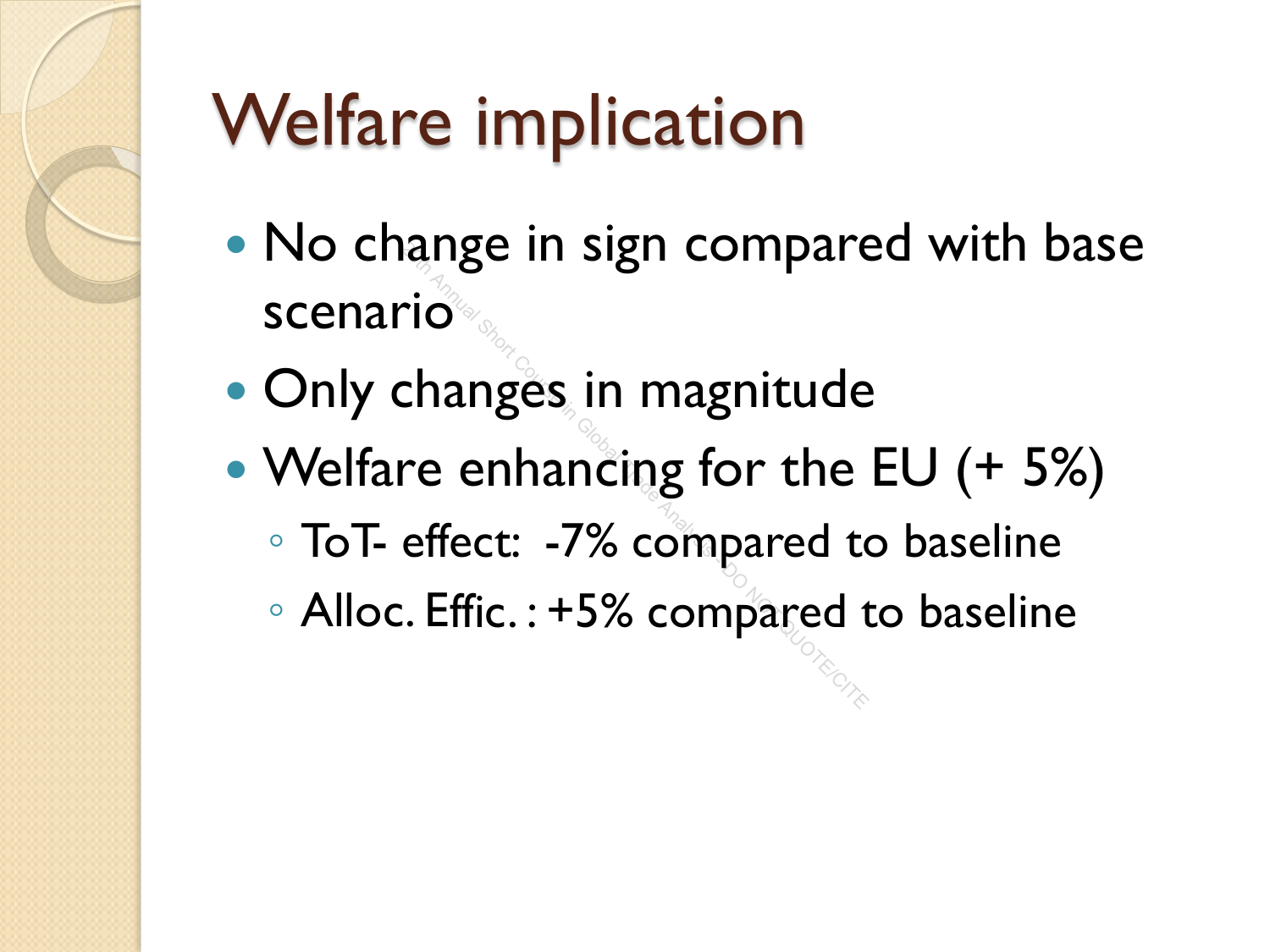# Welfare implication

- No change in sign compared with base scenario
- Only changes in magnitude
- Welfare enhancing for the EU (+ 5%)
  - ToT- effect:  -7% compared to baseline
  - Alloc. Effic. : +5% compared to baseline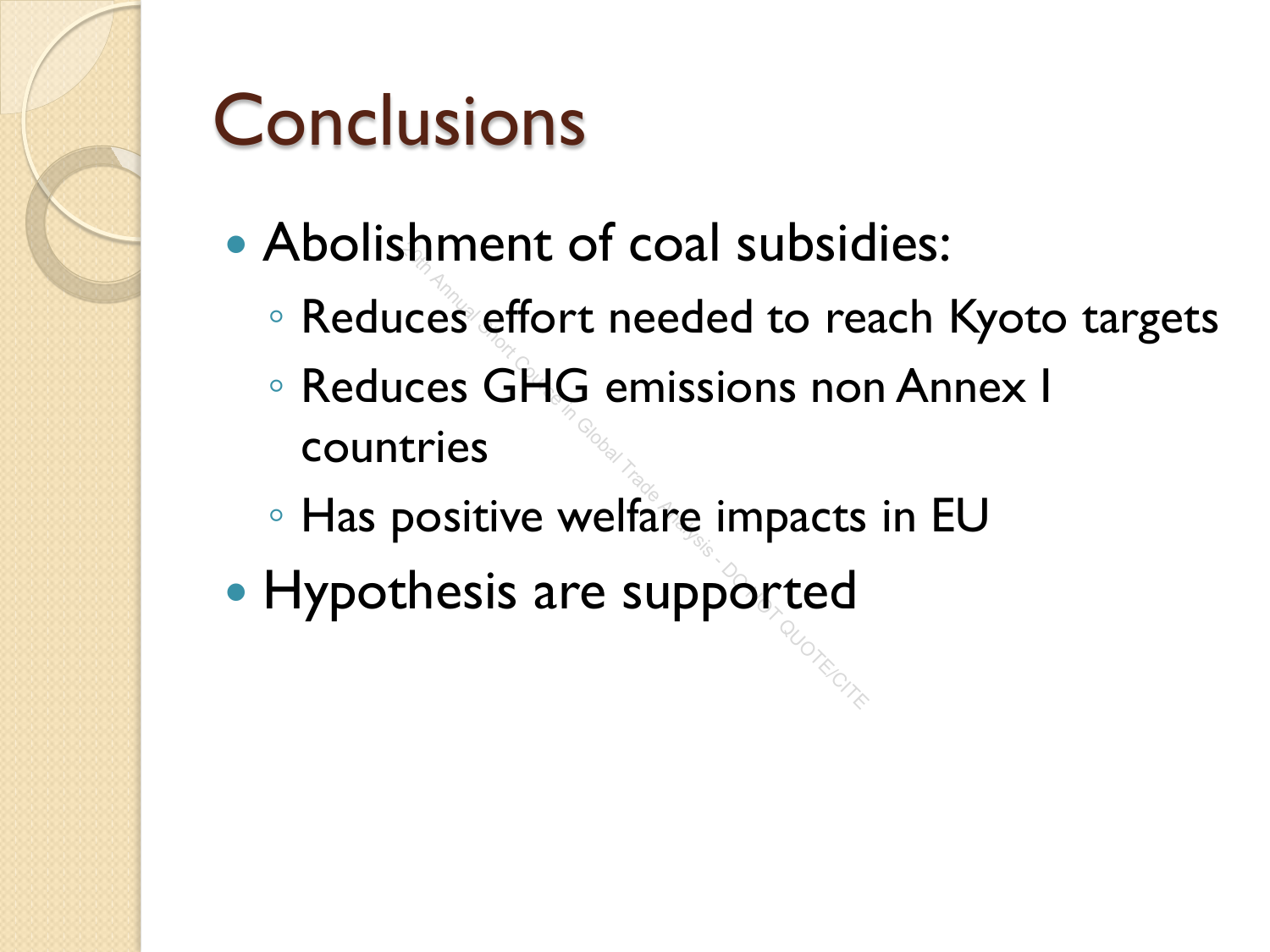# Conclusions

- Abolishment of coal subsidies:
  - Reduces effort needed to reach Kyoto targets
  - Reduces GHG emissions non Annex I countries
  - Has positive welfare impacts in EU
- Hypothesis are supported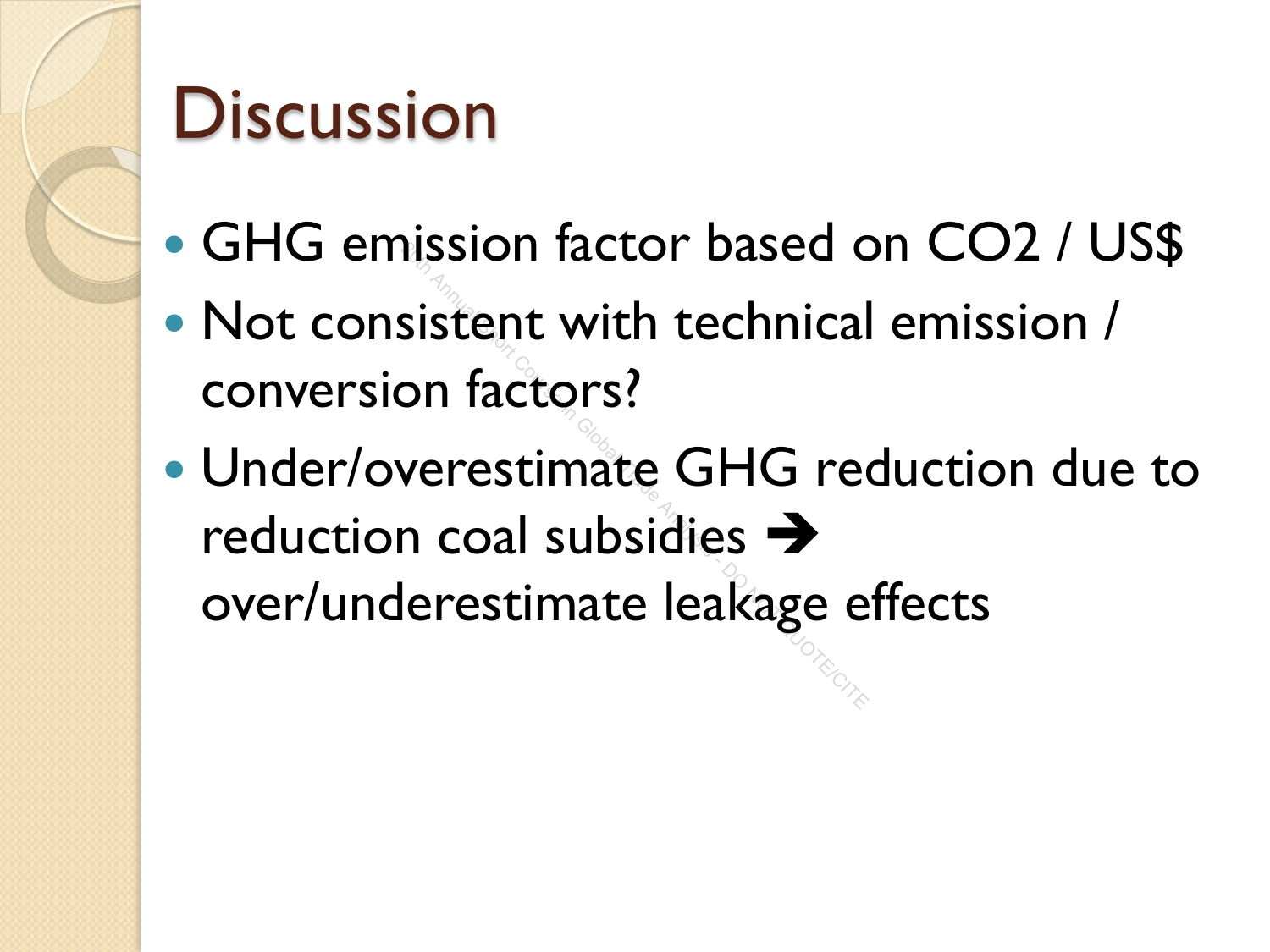# Discussion

- GHG emission factor based on $CO_2$ / US$
- Not consistent with technical emission / conversion factors?
- Under/overestimate GHG reduction due to reduction coal subsidies ➔ over/underestimate leakage effects